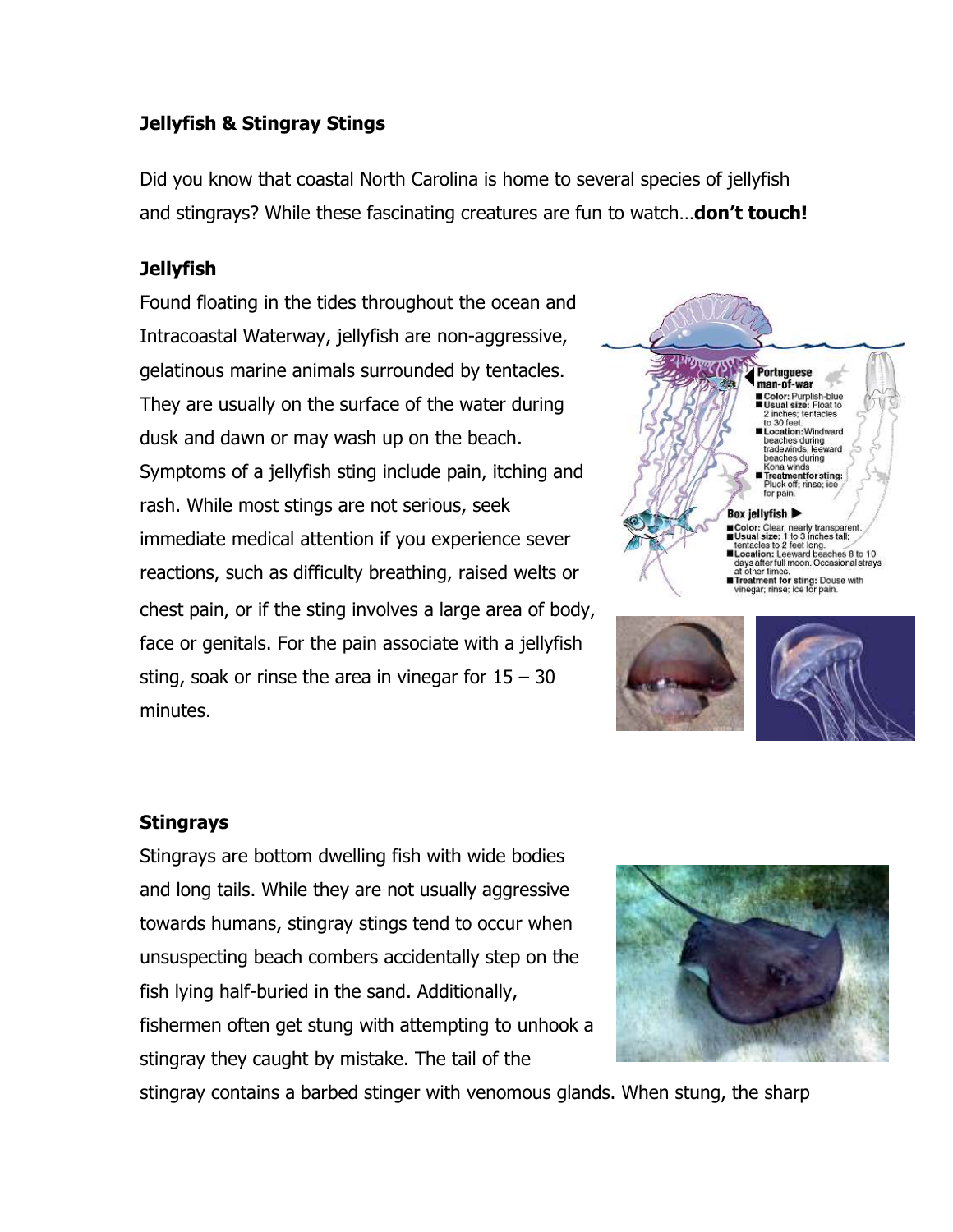**Jellyfish & Stingray Stings**

Did you know that coastal North Carolina is home to several species of jellyfish and stingrays? While these fascinating creatures are fun to watch…**don't touch!**

**Jellyfish**

Found floating in the tides throughout the ocean and Intracoastal Waterway, jellyfish are non-aggressive, gelatinous marine animals surrounded by tentacles. They are usually on the surface of the water during dusk and dawn or may wash up on the beach. Symptoms of a jellyfish sting include pain, itching and rash. While most stings are not serious, seek immediate medical attention if you experience sever reactions, such as difficulty breathing, raised welts or chest pain, or if the sting involves a large area of body, face or genitals. For the pain associate with a jellyfish sting, soak or rinse the area in vinegar for 15 – 30 minutes.

**Stingrays**

Stingrays are bottom dwelling fish with wide bodies and long tails. While they are not usually aggressive towards humans, stingray stings tend to occur when unsuspecting beach combers accidentally step on the fish lying half-buried in the sand. Additionally, fishermen often get stung with attempting to unhook a stingray they caught by mistake. The tail of the stingray contains a barbed stinger with venomous glands. When stung, the sharp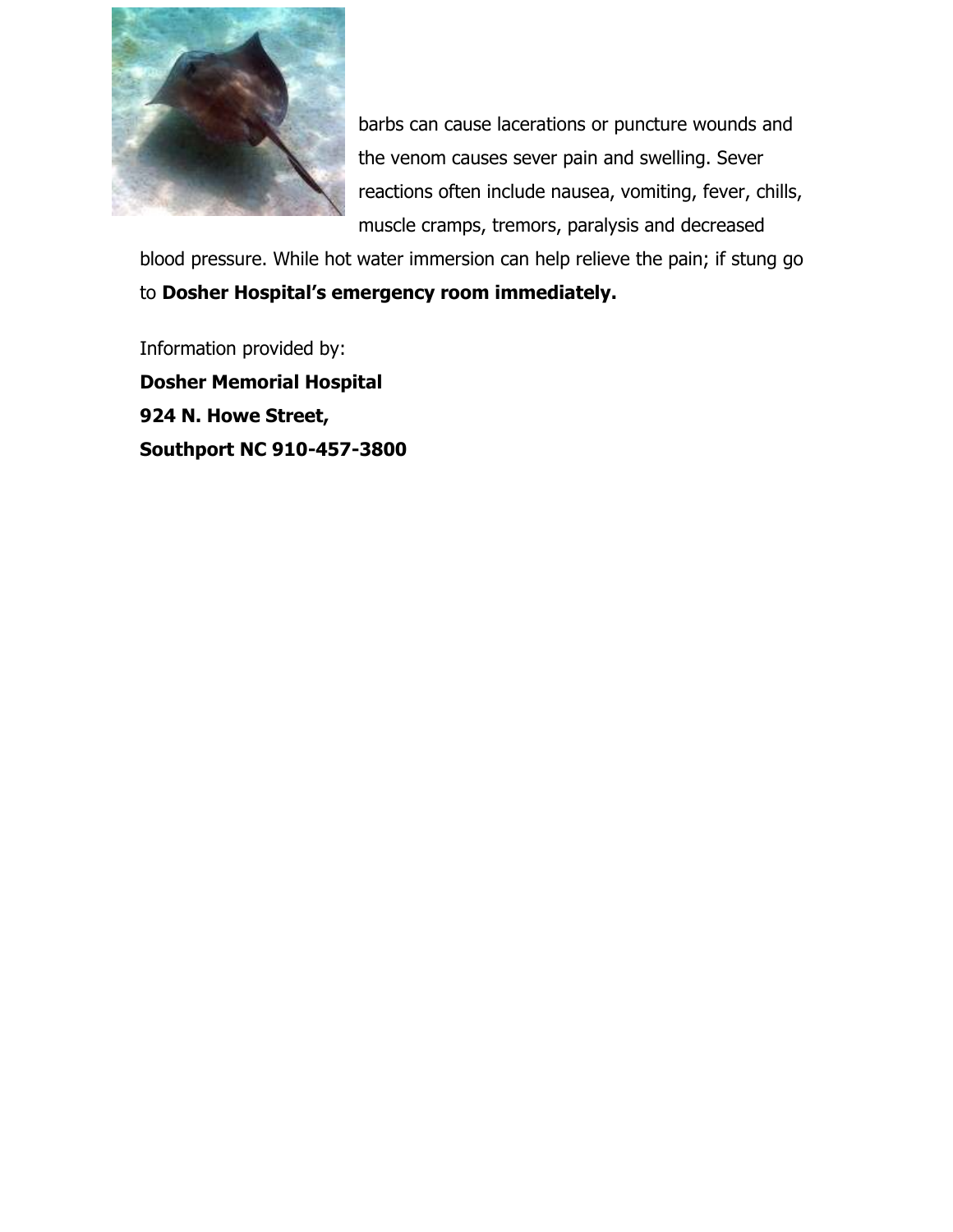barbs can cause lacerations or puncture wounds and the venom causes sever pain and swelling. Sever reactions often include nausea, vomiting, fever, chills, muscle cramps, tremors, paralysis and decreased blood pressure. While hot water immersion can help relieve the pain; if stung go to **Dosher Hospital's emergency room immediately.**

Information provided by:

**Dosher Memorial Hospital**

**924 N. Howe Street,**

**Southport NC 910-457-3800**